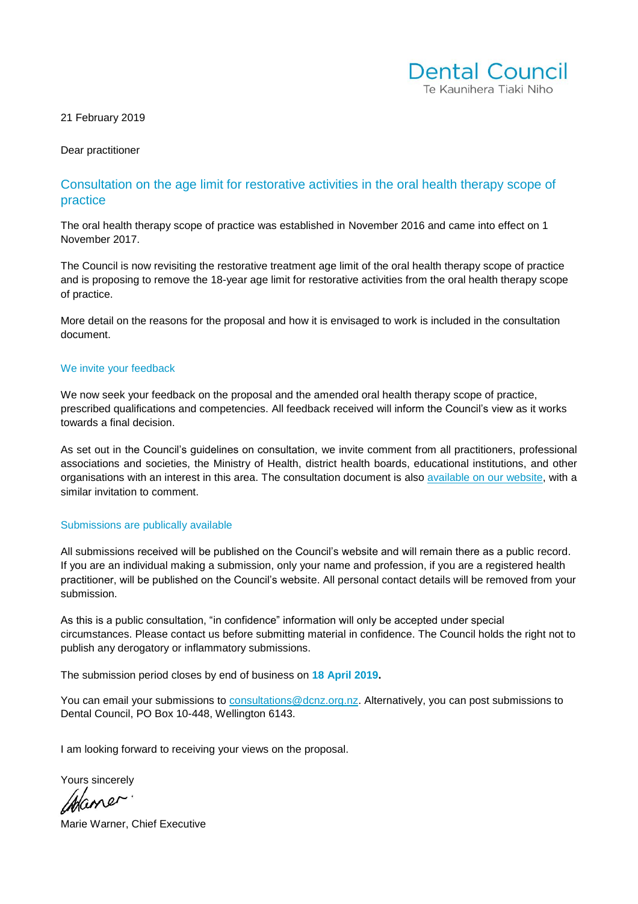Dental Council
Te Kaunihera Tiaki Niho

21 February 2019

Dear practitioner

## Consultation on the age limit for restorative activities in the oral health therapy scope of practice

The oral health therapy scope of practice was established in November 2016 and came into effect on 1 November 2017.

The Council is now revisiting the restorative treatment age limit of the oral health therapy scope of practice and is proposing to remove the 18-year age limit for restorative activities from the oral health therapy scope of practice.

More detail on the reasons for the proposal and how it is envisaged to work is included in the consultation document.

### We invite your feedback

We now seek your feedback on the proposal and the amended oral health therapy scope of practice, prescribed qualifications and competencies. All feedback received will inform the Council's view as it works towards a final decision.

As set out in the Council's guidelines on consultation, we invite comment from all practitioners, professional associations and societies, the Ministry of Health, district health boards, educational institutions, and other organisations with an interest in this area. The consultation document is also available on our website, with a similar invitation to comment.

### Submissions are publically available

All submissions received will be published on the Council's website and will remain there as a public record. If you are an individual making a submission, only your name and profession, if you are a registered health practitioner, will be published on the Council's website. All personal contact details will be removed from your submission.

As this is a public consultation, "in confidence" information will only be accepted under special circumstances. Please contact us before submitting material in confidence. The Council holds the right not to publish any derogatory or inflammatory submissions.

The submission period closes by end of business on **18 April 2019.**

You can email your submissions to consultations@dcnz.org.nz. Alternatively, you can post submissions to Dental Council, PO Box 10-448, Wellington 6143.

I am looking forward to receiving your views on the proposal.

Yours sincerely

Marie Warner, Chief Executive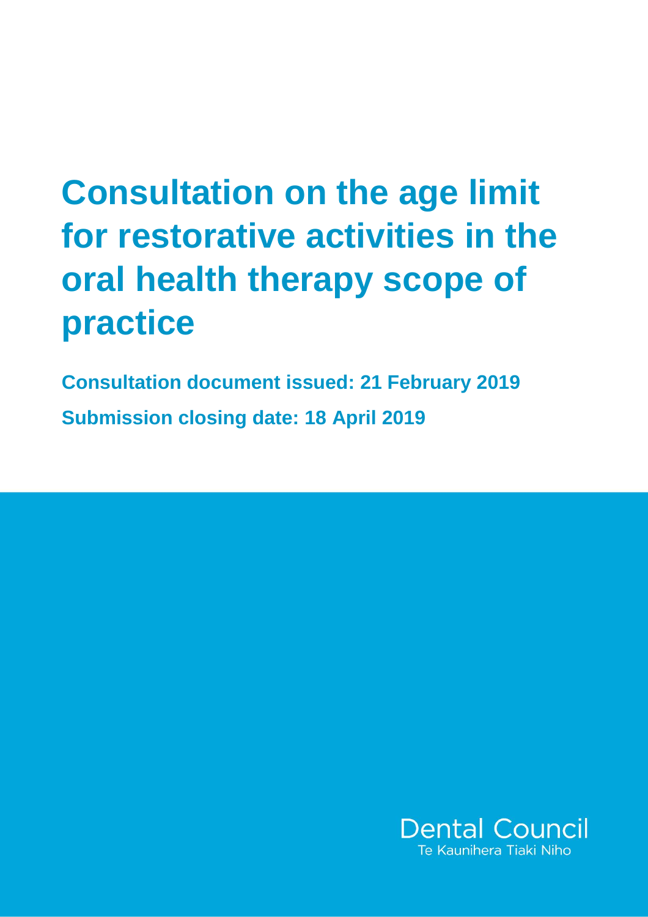# Consultation on the age limit for restorative activities in the oral health therapy scope of practice

**Consultation document issued: 21 February 2019**

**Submission closing date: 18 April 2019**

Dental Council
Te Kaunihera Tiaki Niho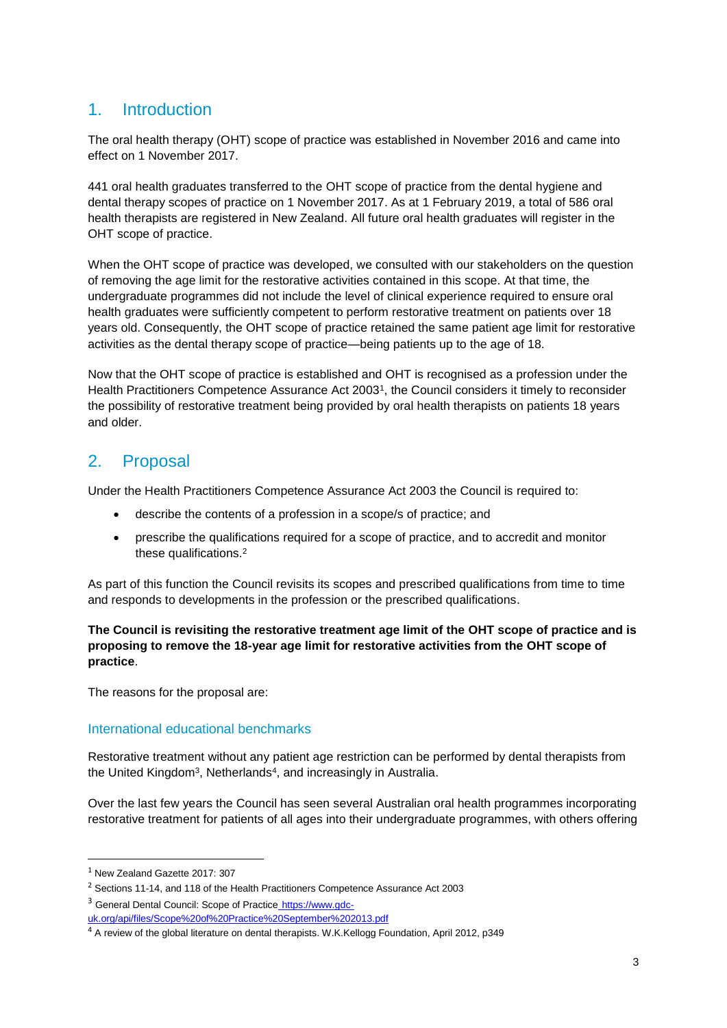## 1. Introduction

The oral health therapy (OHT) scope of practice was established in November 2016 and came into effect on 1 November 2017.

441 oral health graduates transferred to the OHT scope of practice from the dental hygiene and dental therapy scopes of practice on 1 November 2017. As at 1 February 2019, a total of 586 oral health therapists are registered in New Zealand. All future oral health graduates will register in the OHT scope of practice.

When the OHT scope of practice was developed, we consulted with our stakeholders on the question of removing the age limit for the restorative activities contained in this scope. At that time, the undergraduate programmes did not include the level of clinical experience required to ensure oral health graduates were sufficiently competent to perform restorative treatment on patients over 18 years old. Consequently, the OHT scope of practice retained the same patient age limit for restorative activities as the dental therapy scope of practice—being patients up to the age of 18.

Now that the OHT scope of practice is established and OHT is recognised as a profession under the Health Practitioners Competence Assurance Act 2003[1], the Council considers it timely to reconsider the possibility of restorative treatment being provided by oral health therapists on patients 18 years and older.

## 2. Proposal

Under the Health Practitioners Competence Assurance Act 2003 the Council is required to:

- describe the contents of a profession in a scope/s of practice; and
- prescribe the qualifications required for a scope of practice, and to accredit and monitor these qualifications.[2]

As part of this function the Council revisits its scopes and prescribed qualifications from time to time and responds to developments in the profession or the prescribed qualifications.

**The Council is revisiting the restorative treatment age limit of the OHT scope of practice and is proposing to remove the 18-year age limit for restorative activities from the OHT scope of practice**.

The reasons for the proposal are:

### International educational benchmarks

Restorative treatment without any patient age restriction can be performed by dental therapists from the United Kingdom[3], Netherlands[4], and increasingly in Australia.

Over the last few years the Council has seen several Australian oral health programmes incorporating restorative treatment for patients of all ages into their undergraduate programmes, with others offering

---

[1] New Zealand Gazette 2017: 307

[2] Sections 11-14, and 118 of the Health Practitioners Competence Assurance Act 2003

[3] General Dental Council: Scope of Practice https://www.gdc-uk.org/api/files/Scope%20of%20Practice%20September%202013.pdf

[4] A review of the global literature on dental therapists. W.K.Kellogg Foundation, April 2012, p349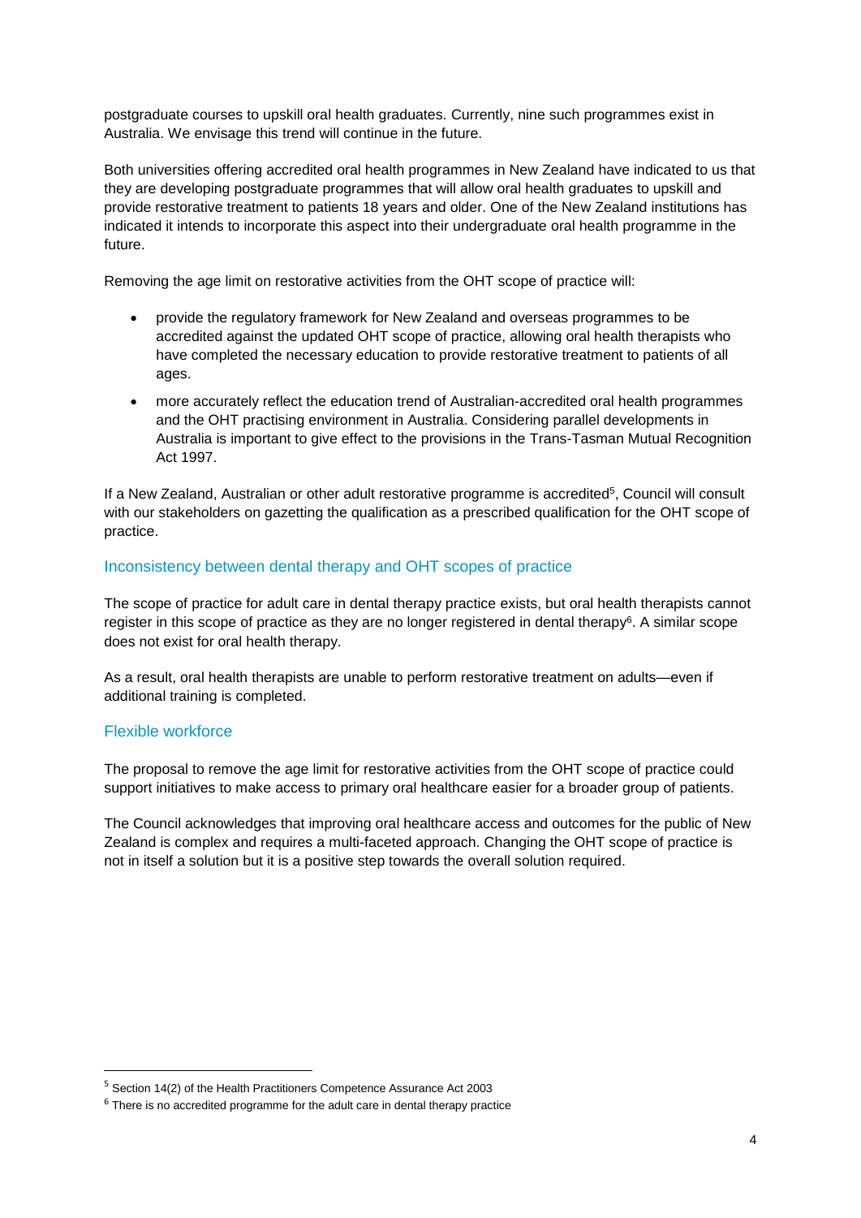postgraduate courses to upskill oral health graduates. Currently, nine such programmes exist in Australia. We envisage this trend will continue in the future.

Both universities offering accredited oral health programmes in New Zealand have indicated to us that they are developing postgraduate programmes that will allow oral health graduates to upskill and provide restorative treatment to patients 18 years and older. One of the New Zealand institutions has indicated it intends to incorporate this aspect into their undergraduate oral health programme in the future.

Removing the age limit on restorative activities from the OHT scope of practice will:

- provide the regulatory framework for New Zealand and overseas programmes to be accredited against the updated OHT scope of practice, allowing oral health therapists who have completed the necessary education to provide restorative treatment to patients of all ages.
- more accurately reflect the education trend of Australian-accredited oral health programmes and the OHT practising environment in Australia. Considering parallel developments in Australia is important to give effect to the provisions in the Trans-Tasman Mutual Recognition Act 1997.

If a New Zealand, Australian or other adult restorative programme is accredited[5], Council will consult with our stakeholders on gazetting the qualification as a prescribed qualification for the OHT scope of practice.

### Inconsistency between dental therapy and OHT scopes of practice

The scope of practice for adult care in dental therapy practice exists, but oral health therapists cannot register in this scope of practice as they are no longer registered in dental therapy[6]. A similar scope does not exist for oral health therapy.

As a result, oral health therapists are unable to perform restorative treatment on adults—even if additional training is completed.

### Flexible workforce

The proposal to remove the age limit for restorative activities from the OHT scope of practice could support initiatives to make access to primary oral healthcare easier for a broader group of patients.

The Council acknowledges that improving oral healthcare access and outcomes for the public of New Zealand is complex and requires a multi-faceted approach. Changing the OHT scope of practice is not in itself a solution but it is a positive step towards the overall solution required.

---

[5] Section 14(2) of the Health Practitioners Competence Assurance Act 2003

[6] There is no accredited programme for the adult care in dental therapy practice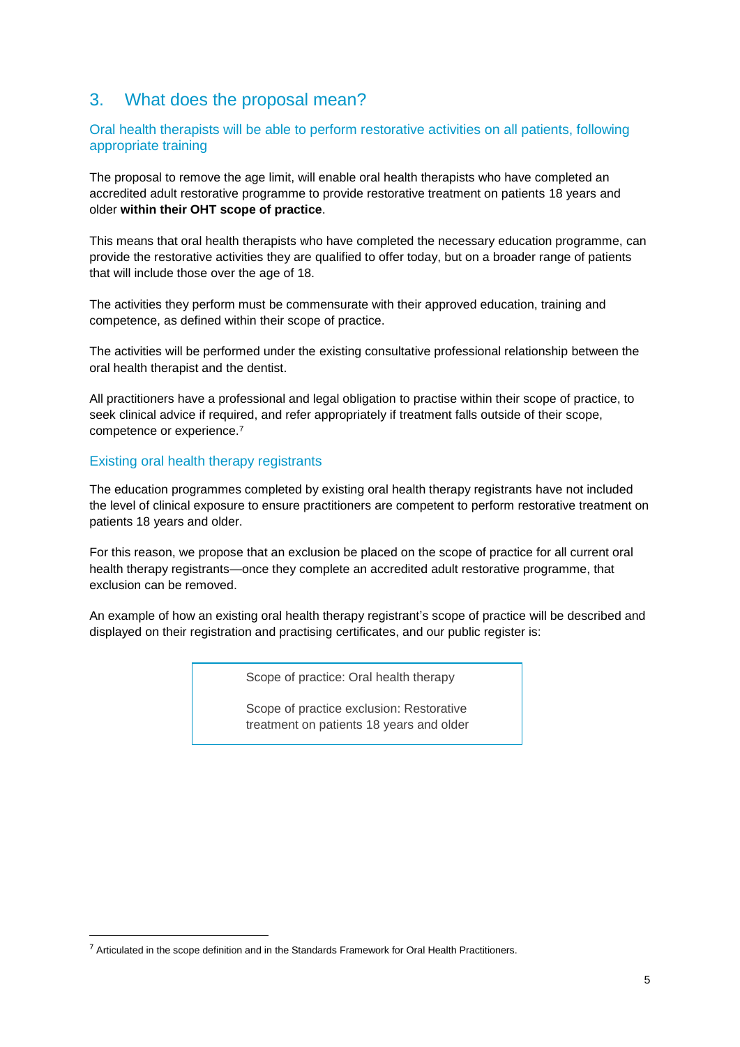## 3. What does the proposal mean?

### Oral health therapists will be able to perform restorative activities on all patients, following appropriate training

The proposal to remove the age limit, will enable oral health therapists who have completed an accredited adult restorative programme to provide restorative treatment on patients 18 years and older **within their OHT scope of practice**.

This means that oral health therapists who have completed the necessary education programme, can provide the restorative activities they are qualified to offer today, but on a broader range of patients that will include those over the age of 18.

The activities they perform must be commensurate with their approved education, training and competence, as defined within their scope of practice.

The activities will be performed under the existing consultative professional relationship between the oral health therapist and the dentist.

All practitioners have a professional and legal obligation to practise within their scope of practice, to seek clinical advice if required, and refer appropriately if treatment falls outside of their scope, competence or experience.[7]

### Existing oral health therapy registrants

The education programmes completed by existing oral health therapy registrants have not included the level of clinical exposure to ensure practitioners are competent to perform restorative treatment on patients 18 years and older.

For this reason, we propose that an exclusion be placed on the scope of practice for all current oral health therapy registrants—once they complete an accredited adult restorative programme, that exclusion can be removed.

An example of how an existing oral health therapy registrant's scope of practice will be described and displayed on their registration and practising certificates, and our public register is:

> Scope of practice: Oral health therapy
>
> Scope of practice exclusion: Restorative treatment on patients 18 years and older

---

[7] Articulated in the scope definition and in the Standards Framework for Oral Health Practitioners.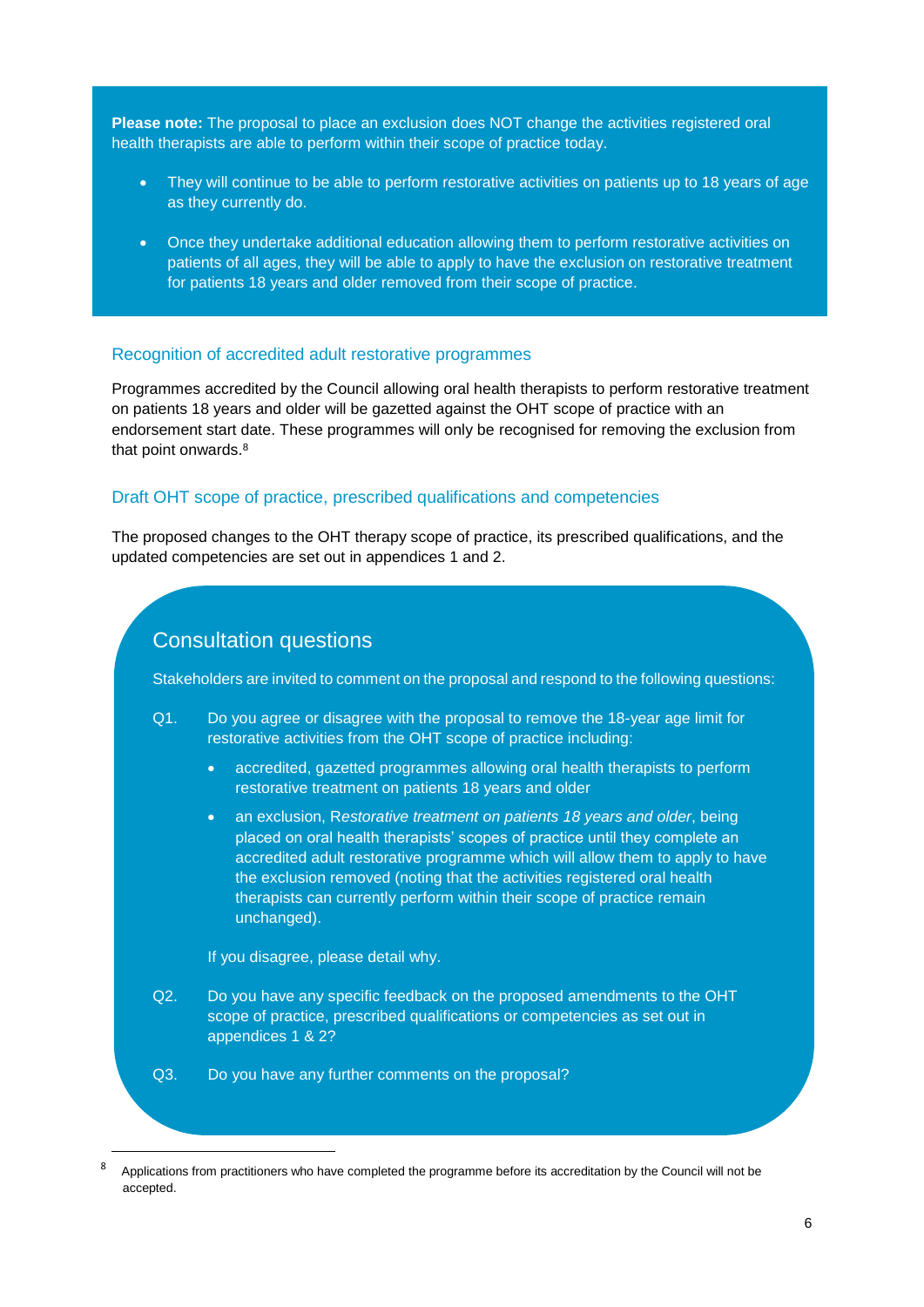**Please note:** The proposal to place an exclusion does NOT change the activities registered oral health therapists are able to perform within their scope of practice today.

- They will continue to be able to perform restorative activities on patients up to 18 years of age as they currently do.
- Once they undertake additional education allowing them to perform restorative activities on patients of all ages, they will be able to apply to have the exclusion on restorative treatment for patients 18 years and older removed from their scope of practice.

### Recognition of accredited adult restorative programmes

Programmes accredited by the Council allowing oral health therapists to perform restorative treatment on patients 18 years and older will be gazetted against the OHT scope of practice with an endorsement start date. These programmes will only be recognised for removing the exclusion from that point onwards.[8]

### Draft OHT scope of practice, prescribed qualifications and competencies

The proposed changes to the OHT therapy scope of practice, its prescribed qualifications, and the updated competencies are set out in appendices 1 and 2.

## Consultation questions

Stakeholders are invited to comment on the proposal and respond to the following questions:

Q1. Do you agree or disagree with the proposal to remove the 18-year age limit for restorative activities from the OHT scope of practice including:

- accredited, gazetted programmes allowing oral health therapists to perform restorative treatment on patients 18 years and older
- an exclusion, R*estorative treatment on patients 18 years and older*, being placed on oral health therapists' scopes of practice until they complete an accredited adult restorative programme which will allow them to apply to have the exclusion removed (noting that the activities registered oral health therapists can currently perform within their scope of practice remain unchanged).

If you disagree, please detail why.

Q2. Do you have any specific feedback on the proposed amendments to the OHT scope of practice, prescribed qualifications or competencies as set out in appendices 1 & 2?

Q3. Do you have any further comments on the proposal?

---

[8] Applications from practitioners who have completed the programme before its accreditation by the Council will not be accepted.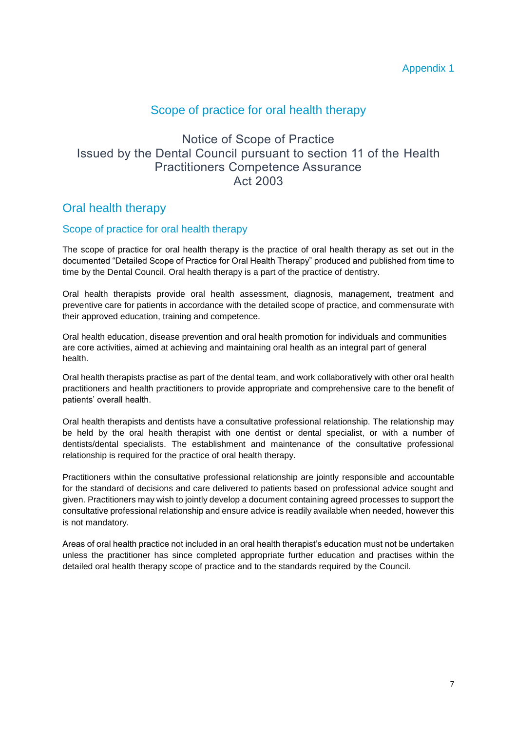Appendix 1

# Scope of practice for oral health therapy

Notice of Scope of Practice
Issued by the Dental Council pursuant to section 11 of the Health Practitioners Competence Assurance Act 2003

## Oral health therapy

### Scope of practice for oral health therapy

The scope of practice for oral health therapy is the practice of oral health therapy as set out in the documented "Detailed Scope of Practice for Oral Health Therapy" produced and published from time to time by the Dental Council. Oral health therapy is a part of the practice of dentistry.

Oral health therapists provide oral health assessment, diagnosis, management, treatment and preventive care for patients in accordance with the detailed scope of practice, and commensurate with their approved education, training and competence.

Oral health education, disease prevention and oral health promotion for individuals and communities are core activities, aimed at achieving and maintaining oral health as an integral part of general health.

Oral health therapists practise as part of the dental team, and work collaboratively with other oral health practitioners and health practitioners to provide appropriate and comprehensive care to the benefit of patients' overall health.

Oral health therapists and dentists have a consultative professional relationship. The relationship may be held by the oral health therapist with one dentist or dental specialist, or with a number of dentists/dental specialists. The establishment and maintenance of the consultative professional relationship is required for the practice of oral health therapy.

Practitioners within the consultative professional relationship are jointly responsible and accountable for the standard of decisions and care delivered to patients based on professional advice sought and given. Practitioners may wish to jointly develop a document containing agreed processes to support the consultative professional relationship and ensure advice is readily available when needed, however this is not mandatory.

Areas of oral health practice not included in an oral health therapist's education must not be undertaken unless the practitioner has since completed appropriate further education and practises within the detailed oral health therapy scope of practice and to the standards required by the Council.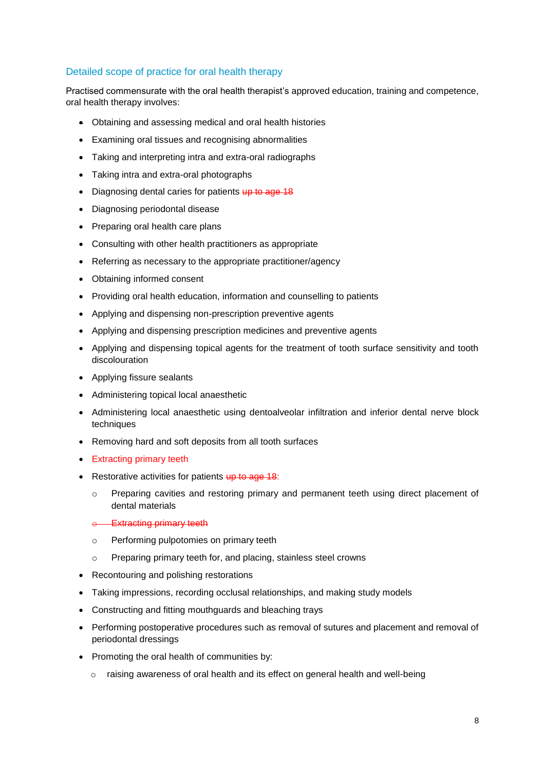## Detailed scope of practice for oral health therapy

Practised commensurate with the oral health therapist's approved education, training and competence, oral health therapy involves:

- Obtaining and assessing medical and oral health histories
- Examining oral tissues and recognising abnormalities
- Taking and interpreting intra and extra-oral radiographs
- Taking intra and extra-oral photographs
- Diagnosing dental caries for patients ~~up to age 18~~
- Diagnosing periodontal disease
- Preparing oral health care plans
- Consulting with other health practitioners as appropriate
- Referring as necessary to the appropriate practitioner/agency
- Obtaining informed consent
- Providing oral health education, information and counselling to patients
- Applying and dispensing non-prescription preventive agents
- Applying and dispensing prescription medicines and preventive agents
- Applying and dispensing topical agents for the treatment of tooth surface sensitivity and tooth discolouration
- Applying fissure sealants
- Administering topical local anaesthetic
- Administering local anaesthetic using dentoalveolar infiltration and inferior dental nerve block techniques
- Removing hard and soft deposits from all tooth surfaces
- Extracting primary teeth
- Restorative activities for patients ~~up to age 18~~:
  - Preparing cavities and restoring primary and permanent teeth using direct placement of dental materials
  - ~~Extracting primary teeth~~
  - Performing pulpotomies on primary teeth
  - Preparing primary teeth for, and placing, stainless steel crowns
- Recontouring and polishing restorations
- Taking impressions, recording occlusal relationships, and making study models
- Constructing and fitting mouthguards and bleaching trays
- Performing postoperative procedures such as removal of sutures and placement and removal of periodontal dressings
- Promoting the oral health of communities by:
  - raising awareness of oral health and its effect on general health and well-being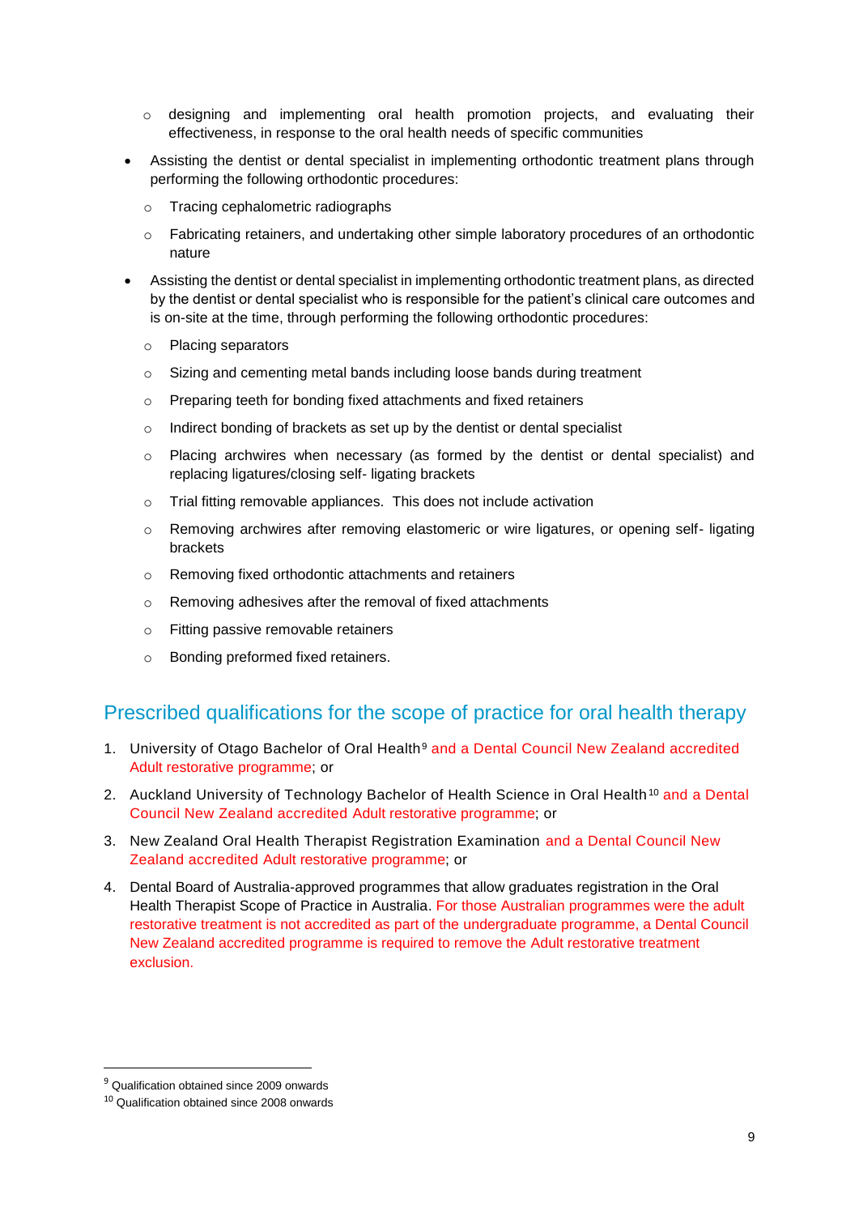- designing and implementing oral health promotion projects, and evaluating their effectiveness, in response to the oral health needs of specific communities

- Assisting the dentist or dental specialist in implementing orthodontic treatment plans through performing the following orthodontic procedures:
  - Tracing cephalometric radiographs
  - Fabricating retainers, and undertaking other simple laboratory procedures of an orthodontic nature

- Assisting the dentist or dental specialist in implementing orthodontic treatment plans, as directed by the dentist or dental specialist who is responsible for the patient's clinical care outcomes and is on-site at the time, through performing the following orthodontic procedures:
  - Placing separators
  - Sizing and cementing metal bands including loose bands during treatment
  - Preparing teeth for bonding fixed attachments and fixed retainers
  - Indirect bonding of brackets as set up by the dentist or dental specialist
  - Placing archwires when necessary (as formed by the dentist or dental specialist) and replacing ligatures/closing self- ligating brackets
  - Trial fitting removable appliances. This does not include activation
  - Removing archwires after removing elastomeric or wire ligatures, or opening self- ligating brackets
  - Removing fixed orthodontic attachments and retainers
  - Removing adhesives after the removal of fixed attachments
  - Fitting passive removable retainers
  - Bonding preformed fixed retainers.

## Prescribed qualifications for the scope of practice for oral health therapy

1. University of Otago Bachelor of Oral Health[9] and a Dental Council New Zealand accredited Adult restorative programme; or
2. Auckland University of Technology Bachelor of Health Science in Oral Health[10] and a Dental Council New Zealand accredited Adult restorative programme; or
3. New Zealand Oral Health Therapist Registration Examination and a Dental Council New Zealand accredited Adult restorative programme; or
4. Dental Board of Australia-approved programmes that allow graduates registration in the Oral Health Therapist Scope of Practice in Australia. For those Australian programmes were the adult restorative treatment is not accredited as part of the undergraduate programme, a Dental Council New Zealand accredited programme is required to remove the Adult restorative treatment exclusion.

[9] Qualification obtained since 2009 onwards

[10] Qualification obtained since 2008 onwards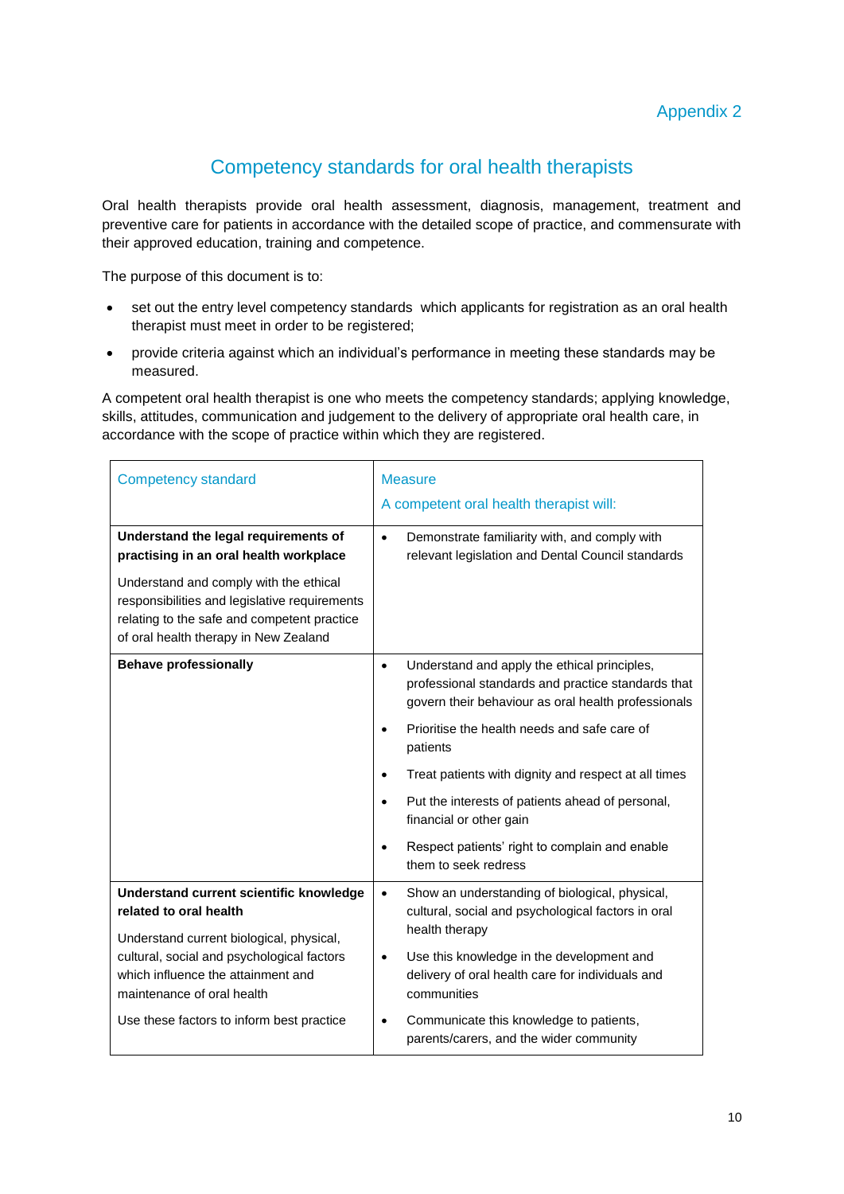Appendix 2

## Competency standards for oral health therapists

Oral health therapists provide oral health assessment, diagnosis, management, treatment and preventive care for patients in accordance with the detailed scope of practice, and commensurate with their approved education, training and competence.

The purpose of this document is to:

- set out the entry level competency standards which applicants for registration as an oral health therapist must meet in order to be registered;
- provide criteria against which an individual's performance in meeting these standards may be measured.

A competent oral health therapist is one who meets the competency standards; applying knowledge, skills, attitudes, communication and judgement to the delivery of appropriate oral health care, in accordance with the scope of practice within which they are registered.

| Competency standard | Measure<br>A competent oral health therapist will: |
|---|---|
| **Understand the legal requirements of practising in an oral health workplace**<br><br>Understand and comply with the ethical responsibilities and legislative requirements relating to the safe and competent practice of oral health therapy in New Zealand | • Demonstrate familiarity with, and comply with relevant legislation and Dental Council standards |
| **Behave professionally** | • Understand and apply the ethical principles, professional standards and practice standards that govern their behaviour as oral health professionals<br>• Prioritise the health needs and safe care of patients<br>• Treat patients with dignity and respect at all times<br>• Put the interests of patients ahead of personal, financial or other gain<br>• Respect patients' right to complain and enable them to seek redress |
| **Understand current scientific knowledge related to oral health**<br><br>Understand current biological, physical, cultural, social and psychological factors which influence the attainment and maintenance of oral health<br><br>Use these factors to inform best practice | • Show an understanding of biological, physical, cultural, social and psychological factors in oral health therapy<br>• Use this knowledge in the development and delivery of oral health care for individuals and communities<br>• Communicate this knowledge to patients, parents/carers, and the wider community |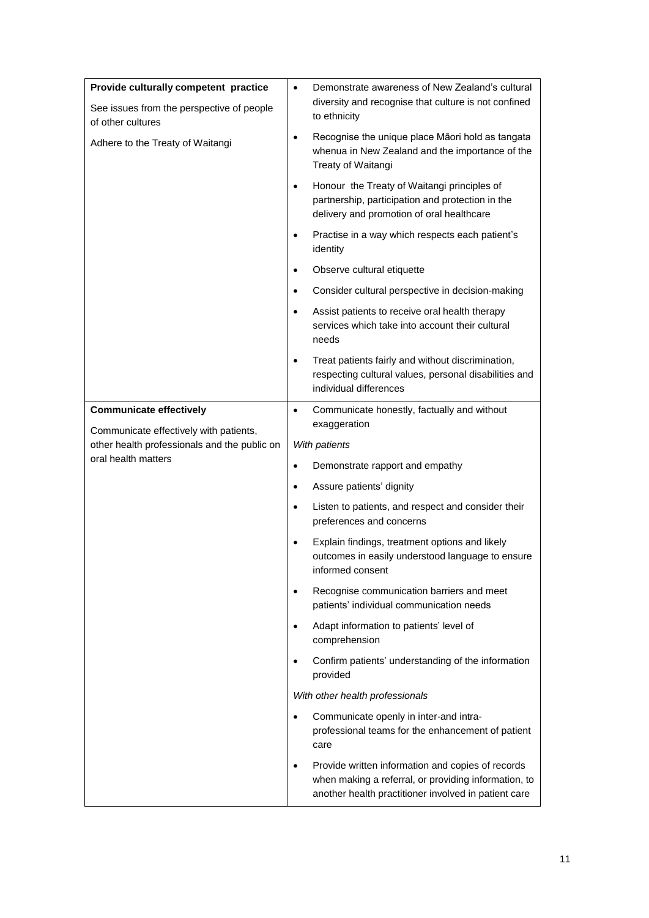| | |
|---|---|
| **Provide culturally competent practice**<br>See issues from the perspective of people of other cultures<br>Adhere to the Treaty of Waitangi | • Demonstrate awareness of New Zealand's cultural diversity and recognise that culture is not confined to ethnicity<br>• Recognise the unique place Māori hold as tangata whenua in New Zealand and the importance of the Treaty of Waitangi<br>• Honour the Treaty of Waitangi principles of partnership, participation and protection in the delivery and promotion of oral healthcare<br>• Practise in a way which respects each patient's identity<br>• Observe cultural etiquette<br>• Consider cultural perspective in decision-making<br>• Assist patients to receive oral health therapy services which take into account their cultural needs<br>• Treat patients fairly and without discrimination, respecting cultural values, personal disabilities and individual differences |
| **Communicate effectively**<br>Communicate effectively with patients, other health professionals and the public on oral health matters | • Communicate honestly, factually and without exaggeration<br>*With patients*<br>• Demonstrate rapport and empathy<br>• Assure patients' dignity<br>• Listen to patients, and respect and consider their preferences and concerns<br>• Explain findings, treatment options and likely outcomes in easily understood language to ensure informed consent<br>• Recognise communication barriers and meet patients' individual communication needs<br>• Adapt information to patients' level of comprehension<br>• Confirm patients' understanding of the information provided<br>*With other health professionals*<br>• Communicate openly in inter-and intra-professional teams for the enhancement of patient care<br>• Provide written information and copies of records when making a referral, or providing information, to another health practitioner involved in patient care |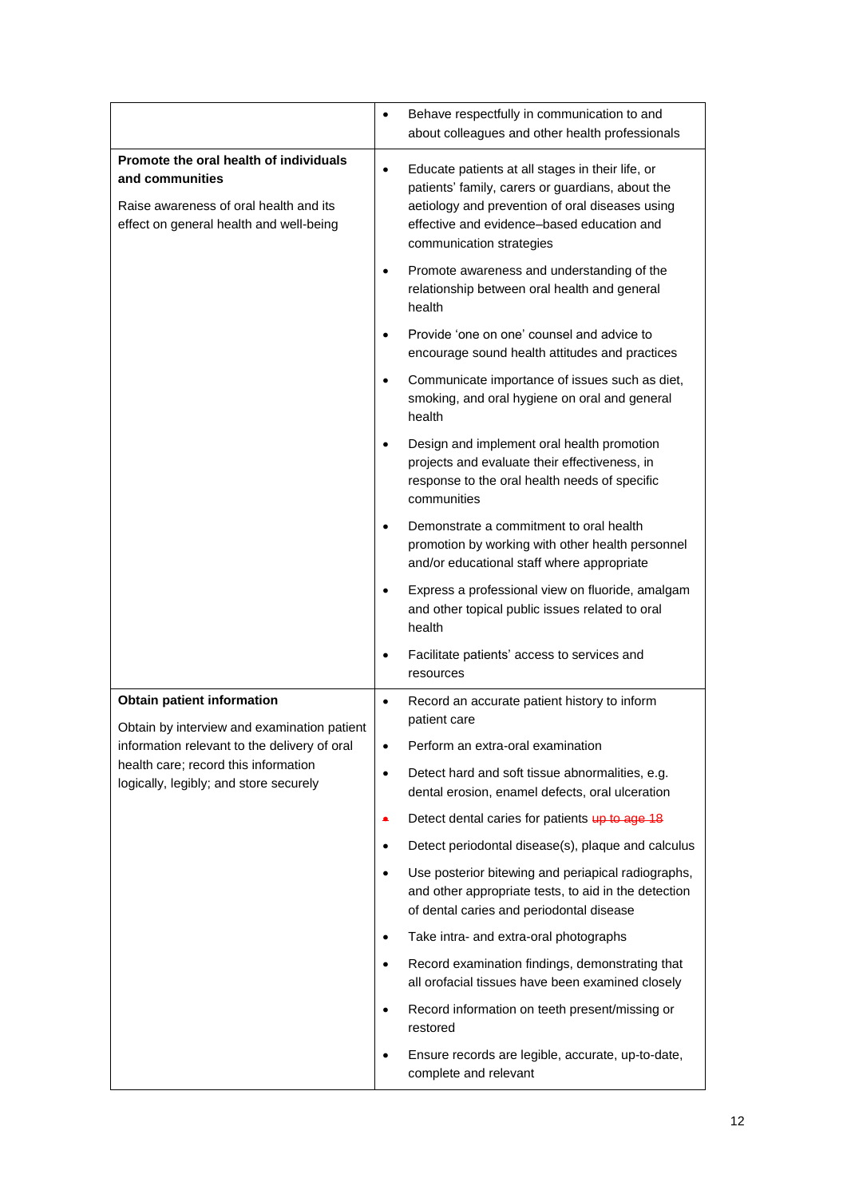| | |
|---|---|
| | • Behave respectfully in communication to and about colleagues and other health professionals |
| **Promote the oral health of individuals and communities**<br><br>Raise awareness of oral health and its effect on general health and well-being | • Educate patients at all stages in their life, or patients' family, carers or guardians, about the aetiology and prevention of oral diseases using effective and evidence–based education and communication strategies<br><br>• Promote awareness and understanding of the relationship between oral health and general health<br><br>• Provide 'one on one' counsel and advice to encourage sound health attitudes and practices<br><br>• Communicate importance of issues such as diet, smoking, and oral hygiene on oral and general health<br><br>• Design and implement oral health promotion projects and evaluate their effectiveness, in response to the oral health needs of specific communities<br><br>• Demonstrate a commitment to oral health promotion by working with other health personnel and/or educational staff where appropriate<br><br>• Express a professional view on fluoride, amalgam and other topical public issues related to oral health<br><br>• Facilitate patients' access to services and resources |
| **Obtain patient information**<br><br>Obtain by interview and examination patient information relevant to the delivery of oral health care; record this information logically, legibly; and store securely | • Record an accurate patient history to inform patient care<br><br>• Perform an extra-oral examination<br><br>• Detect hard and soft tissue abnormalities, e.g. dental erosion, enamel defects, oral ulceration<br><br>• Detect dental caries for patients ~~up to age 18~~<br><br>• Detect periodontal disease(s), plaque and calculus<br><br>• Use posterior bitewing and periapical radiographs, and other appropriate tests, to aid in the detection of dental caries and periodontal disease<br><br>• Take intra- and extra-oral photographs<br><br>• Record examination findings, demonstrating that all orofacial tissues have been examined closely<br><br>• Record information on teeth present/missing or restored<br><br>• Ensure records are legible, accurate, up-to-date, complete and relevant |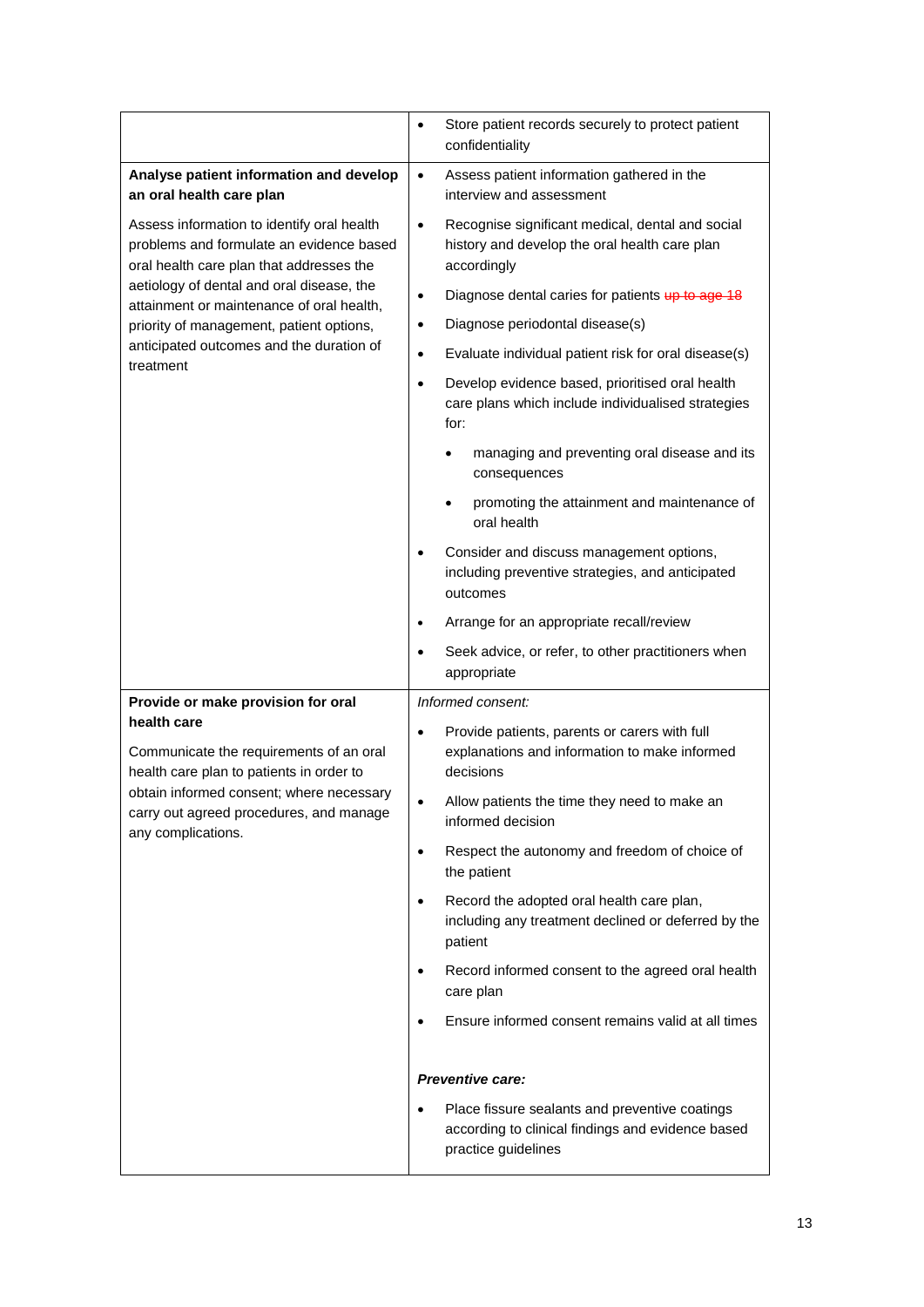| | |
|---|---|
| | • Store patient records securely to protect patient confidentiality |
| **Analyse patient information and develop an oral health care plan**<br><br>Assess information to identify oral health problems and formulate an evidence based oral health care plan that addresses the aetiology of dental and oral disease, the attainment or maintenance of oral health, priority of management, patient options, anticipated outcomes and the duration of treatment | • Assess patient information gathered in the interview and assessment<br>• Recognise significant medical, dental and social history and develop the oral health care plan accordingly<br>• Diagnose dental caries for patients ~~up to age 18~~<br>• Diagnose periodontal disease(s)<br>• Evaluate individual patient risk for oral disease(s)<br>• Develop evidence based, prioritised oral health care plans which include individualised strategies for:<br>&nbsp;&nbsp;&nbsp;&nbsp;• managing and preventing oral disease and its consequences<br>&nbsp;&nbsp;&nbsp;&nbsp;• promoting the attainment and maintenance of oral health<br>• Consider and discuss management options, including preventive strategies, and anticipated outcomes<br>• Arrange for an appropriate recall/review<br>• Seek advice, or refer, to other practitioners when appropriate |
| **Provide or make provision for oral health care**<br><br>Communicate the requirements of an oral health care plan to patients in order to obtain informed consent; where necessary carry out agreed procedures, and manage any complications. | *Informed consent:*<br>• Provide patients, parents or carers with full explanations and information to make informed decisions<br>• Allow patients the time they need to make an informed decision<br>• Respect the autonomy and freedom of choice of the patient<br>• Record the adopted oral health care plan, including any treatment declined or deferred by the patient<br>• Record informed consent to the agreed oral health care plan<br>• Ensure informed consent remains valid at all times<br><br>***Preventive care:***<br>• Place fissure sealants and preventive coatings according to clinical findings and evidence based practice guidelines |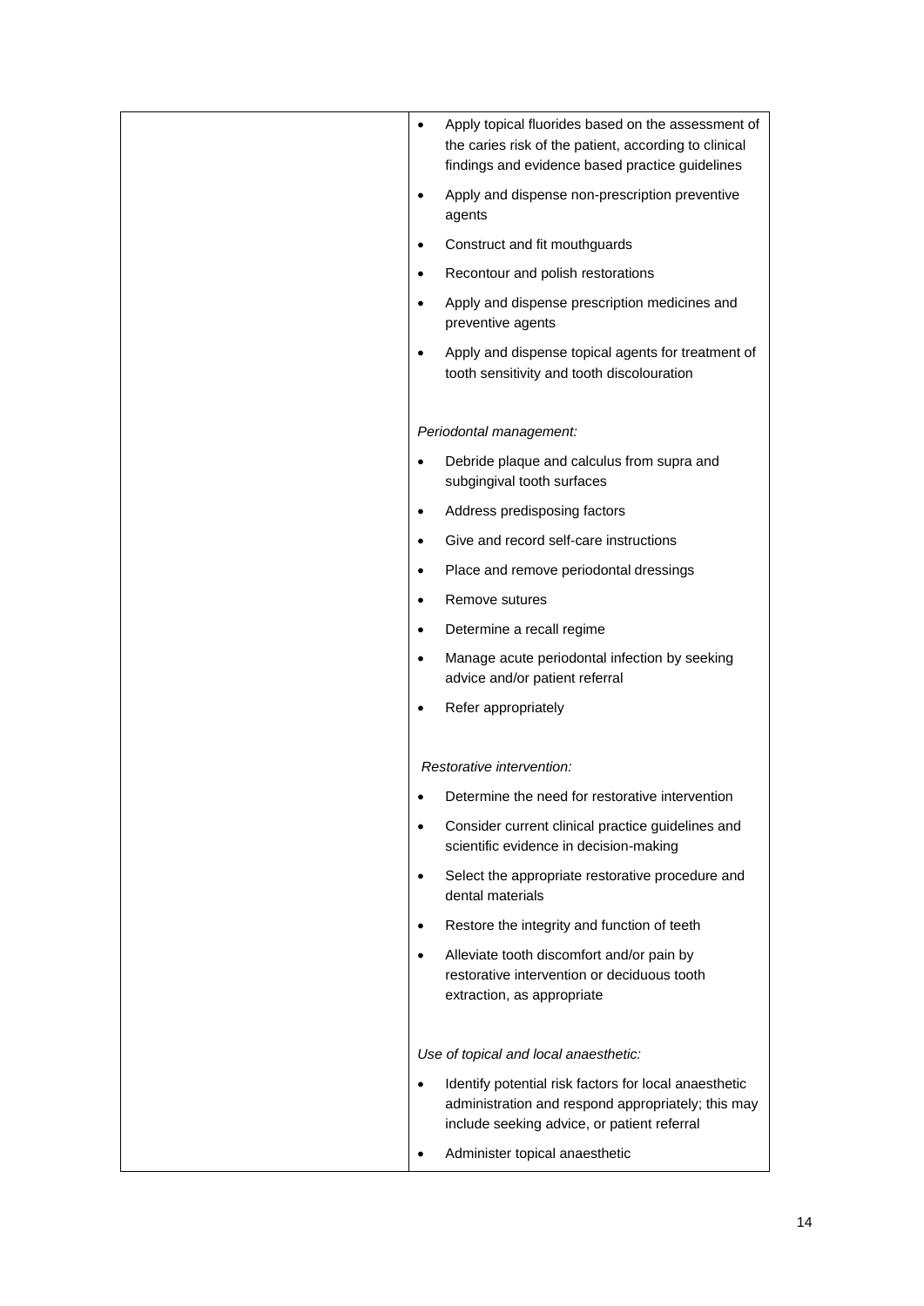| | |
|---|---|
| | • Apply topical fluorides based on the assessment of the caries risk of the patient, according to clinical findings and evidence based practice guidelines<br>• Apply and dispense non-prescription preventive agents<br>• Construct and fit mouthguards<br>• Recontour and polish restorations<br>• Apply and dispense prescription medicines and preventive agents<br>• Apply and dispense topical agents for treatment of tooth sensitivity and tooth discolouration<br><br>*Periodontal management:*<br>• Debride plaque and calculus from supra and subgingival tooth surfaces<br>• Address predisposing factors<br>• Give and record self-care instructions<br>• Place and remove periodontal dressings<br>• Remove sutures<br>• Determine a recall regime<br>• Manage acute periodontal infection by seeking advice and/or patient referral<br>• Refer appropriately<br><br>*Restorative intervention:*<br>• Determine the need for restorative intervention<br>• Consider current clinical practice guidelines and scientific evidence in decision-making<br>• Select the appropriate restorative procedure and dental materials<br>• Restore the integrity and function of teeth<br>• Alleviate tooth discomfort and/or pain by restorative intervention or deciduous tooth extraction, as appropriate<br><br>*Use of topical and local anaesthetic:*<br>• Identify potential risk factors for local anaesthetic administration and respond appropriately; this may include seeking advice, or patient referral<br>• Administer topical anaesthetic |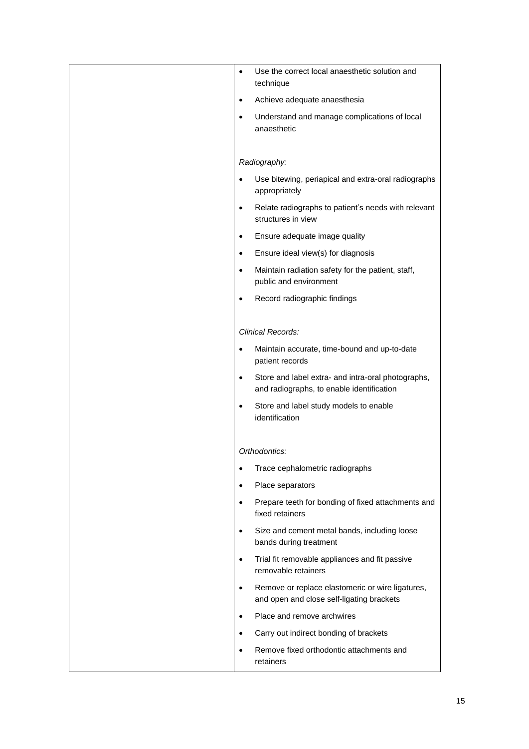| | |
|---|---|
| | • Use the correct local anaesthetic solution and technique<br>• Achieve adequate anaesthesia<br>• Understand and manage complications of local anaesthetic<br><br>*Radiography:*<br>• Use bitewing, periapical and extra-oral radiographs appropriately<br>• Relate radiographs to patient's needs with relevant structures in view<br>• Ensure adequate image quality<br>• Ensure ideal view(s) for diagnosis<br>• Maintain radiation safety for the patient, staff, public and environment<br>• Record radiographic findings<br><br>*Clinical Records:*<br>• Maintain accurate, time-bound and up-to-date patient records<br>• Store and label extra- and intra-oral photographs, and radiographs, to enable identification<br>• Store and label study models to enable identification<br><br>*Orthodontics:*<br>• Trace cephalometric radiographs<br>• Place separators<br>• Prepare teeth for bonding of fixed attachments and fixed retainers<br>• Size and cement metal bands, including loose bands during treatment<br>• Trial fit removable appliances and fit passive removable retainers<br>• Remove or replace elastomeric or wire ligatures, and open and close self-ligating brackets<br>• Place and remove archwires<br>• Carry out indirect bonding of brackets<br>• Remove fixed orthodontic attachments and retainers |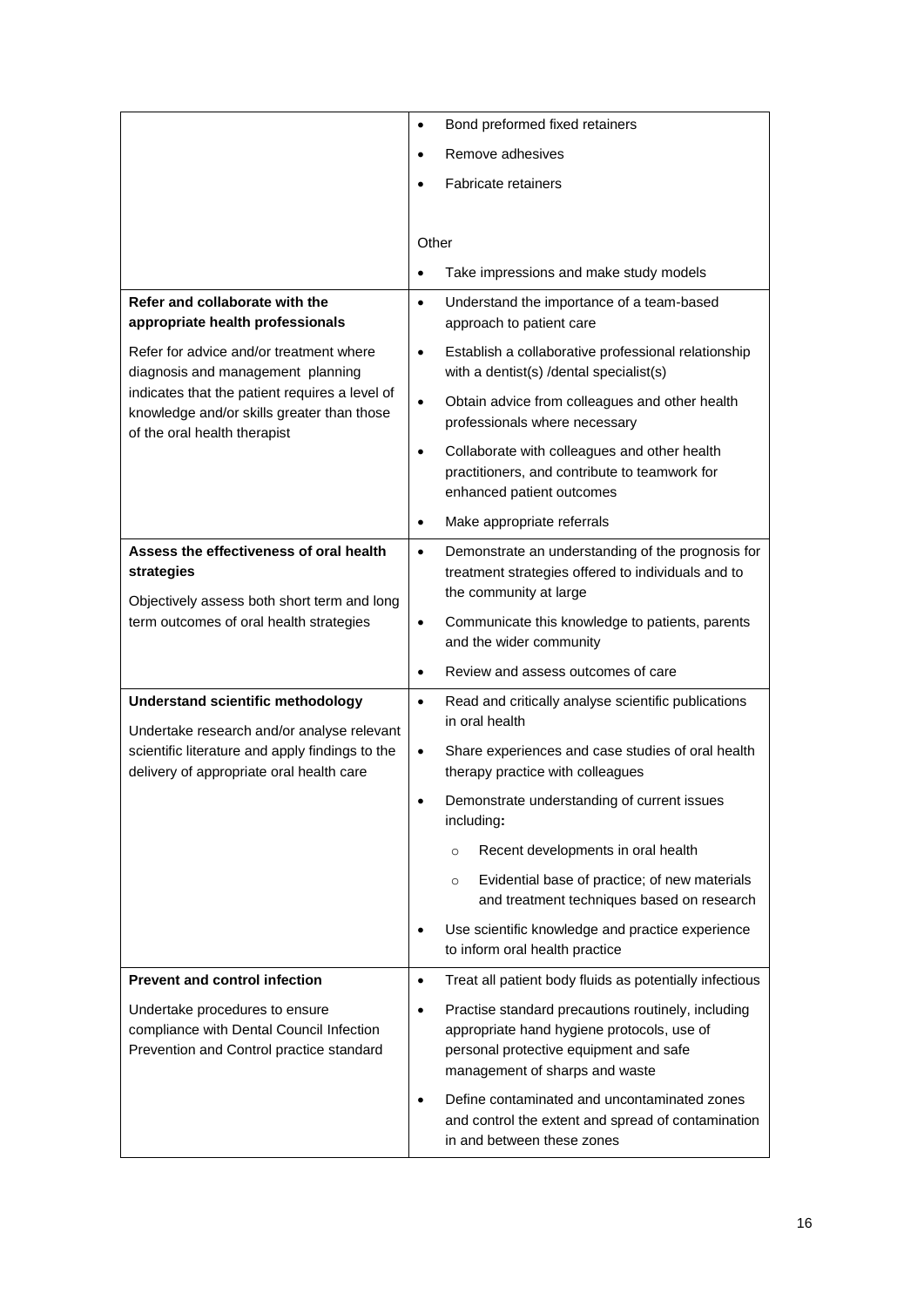| | |
|---|---|
| | • Bond preformed fixed retainers<br>• Remove adhesives<br>• Fabricate retainers<br><br>Other<br>• Take impressions and make study models |
| **Refer and collaborate with the appropriate health professionals**<br><br>Refer for advice and/or treatment where diagnosis and management planning indicates that the patient requires a level of knowledge and/or skills greater than those of the oral health therapist | • Understand the importance of a team-based approach to patient care<br>• Establish a collaborative professional relationship with a dentist(s) /dental specialist(s)<br>• Obtain advice from colleagues and other health professionals where necessary<br>• Collaborate with colleagues and other health practitioners, and contribute to teamwork for enhanced patient outcomes<br>• Make appropriate referrals |
| **Assess the effectiveness of oral health strategies**<br><br>Objectively assess both short term and long term outcomes of oral health strategies | • Demonstrate an understanding of the prognosis for treatment strategies offered to individuals and to the community at large<br>• Communicate this knowledge to patients, parents and the wider community<br>• Review and assess outcomes of care |
| **Understand scientific methodology**<br><br>Undertake research and/or analyse relevant scientific literature and apply findings to the delivery of appropriate oral health care | • Read and critically analyse scientific publications in oral health<br>• Share experiences and case studies of oral health therapy practice with colleagues<br>• Demonstrate understanding of current issues including**:**<br>  ○ Recent developments in oral health<br>  ○ Evidential base of practice; of new materials and treatment techniques based on research<br>• Use scientific knowledge and practice experience to inform oral health practice |
| **Prevent and control infection**<br><br>Undertake procedures to ensure compliance with Dental Council Infection Prevention and Control practice standard | • Treat all patient body fluids as potentially infectious<br>• Practise standard precautions routinely, including appropriate hand hygiene protocols, use of personal protective equipment and safe management of sharps and waste<br>• Define contaminated and uncontaminated zones and control the extent and spread of contamination in and between these zones |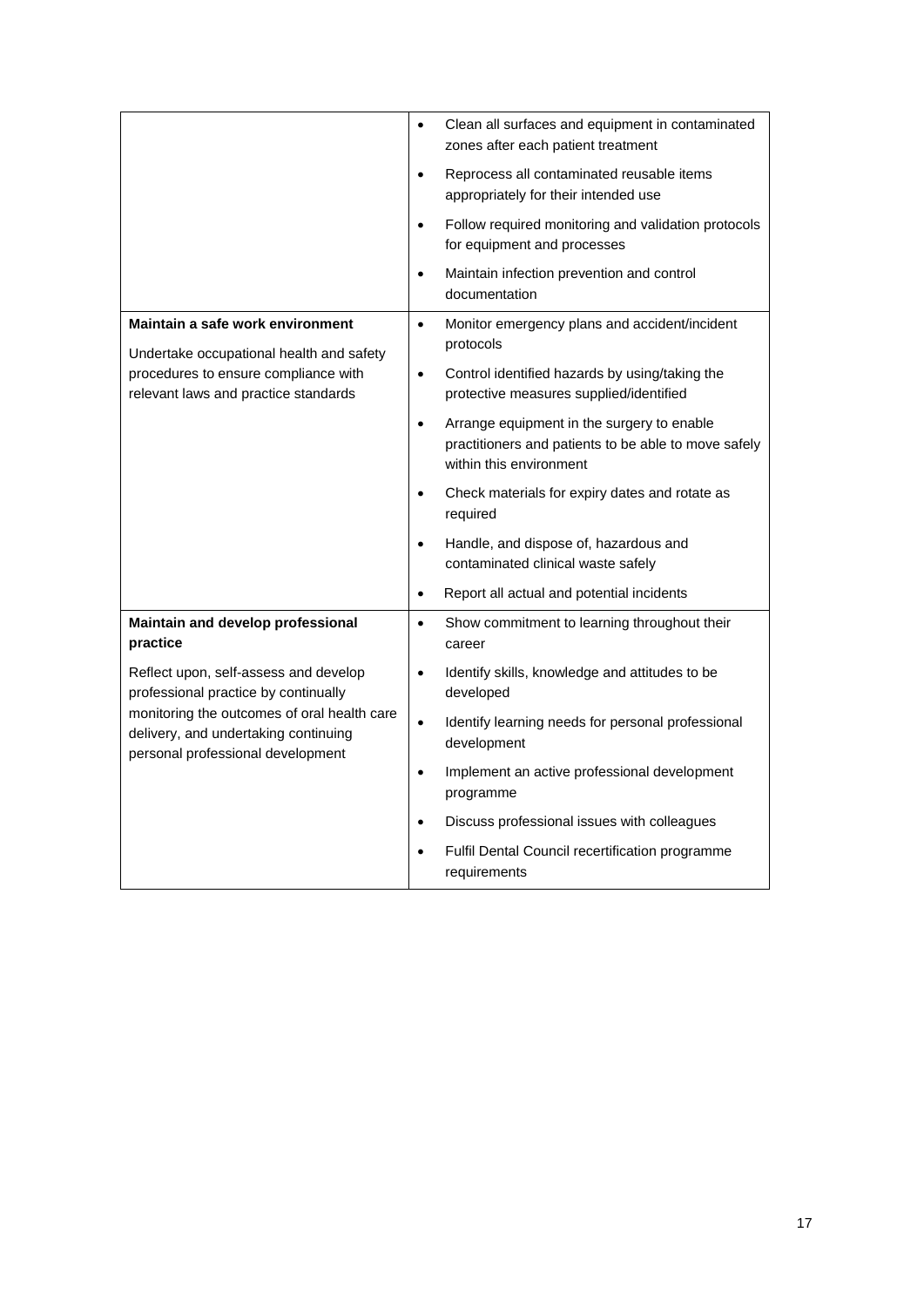| | |
|---|---|
| | • Clean all surfaces and equipment in contaminated zones after each patient treatment<br>• Reprocess all contaminated reusable items appropriately for their intended use<br>• Follow required monitoring and validation protocols for equipment and processes<br>• Maintain infection prevention and control documentation |
| **Maintain a safe work environment**<br><br>Undertake occupational health and safety procedures to ensure compliance with relevant laws and practice standards | • Monitor emergency plans and accident/incident protocols<br>• Control identified hazards by using/taking the protective measures supplied/identified<br>• Arrange equipment in the surgery to enable practitioners and patients to be able to move safely within this environment<br>• Check materials for expiry dates and rotate as required<br>• Handle, and dispose of, hazardous and contaminated clinical waste safely<br>• Report all actual and potential incidents |
| **Maintain and develop professional practice**<br><br>Reflect upon, self-assess and develop professional practice by continually monitoring the outcomes of oral health care delivery, and undertaking continuing personal professional development | • Show commitment to learning throughout their career<br>• Identify skills, knowledge and attitudes to be developed<br>• Identify learning needs for personal professional development<br>• Implement an active professional development programme<br>• Discuss professional issues with colleagues<br>• Fulfil Dental Council recertification programme requirements |